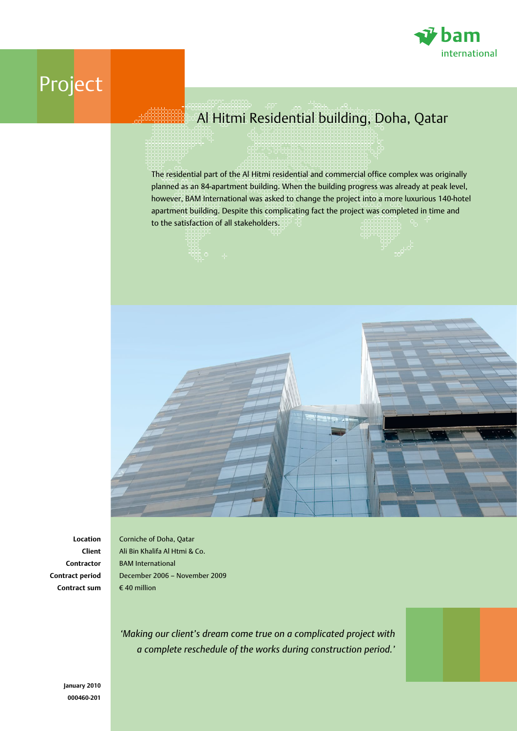bam international

# Project

## Al Hitmi Residential building, Doha, Qatar

The residential part of the Al Hitmi residential and commercial office complex was originally planned as an 84-apartment building. When the building progress was already at peak level, however, BAM International was asked to change the project into a more luxurious 140-hotel apartment building. Despite this complicating fact the project was completed in time and to the satisfaction of all stakeholders.

| | |
|---|---|
| **Location** | Corniche of Doha, Qatar |
| **Client** | Ali Bin Khalifa Al Htmi & Co. |
| **Contractor** | BAM International |
| **Contract period** | December 2006 – November 2009 |
| **Contract sum** | € 40 million |

*'Making our client's dream come true on a complicated project with a complete reschedule of the works during construction period.'*

**January 2010**
**000460-201**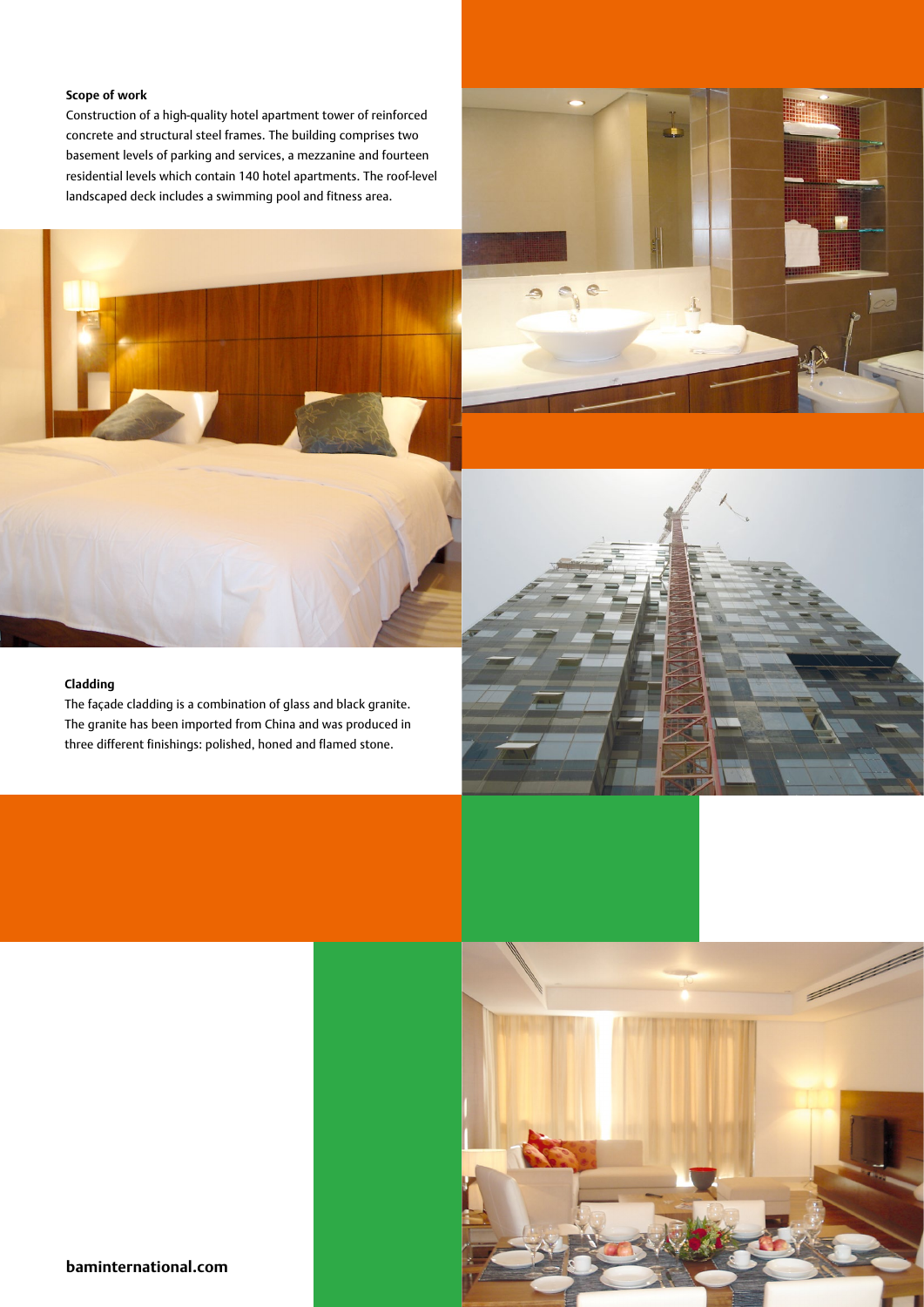### Scope of work

Construction of a high-quality hotel apartment tower of reinforced concrete and structural steel frames. The building comprises two basement levels of parking and services, a mezzanine and fourteen residential levels which contain 140 hotel apartments. The roof-level landscaped deck includes a swimming pool and fitness area.

### Cladding

The façade cladding is a combination of glass and black granite. The granite has been imported from China and was produced in three different finishings: polished, honed and flamed stone.

**baminternational.com**